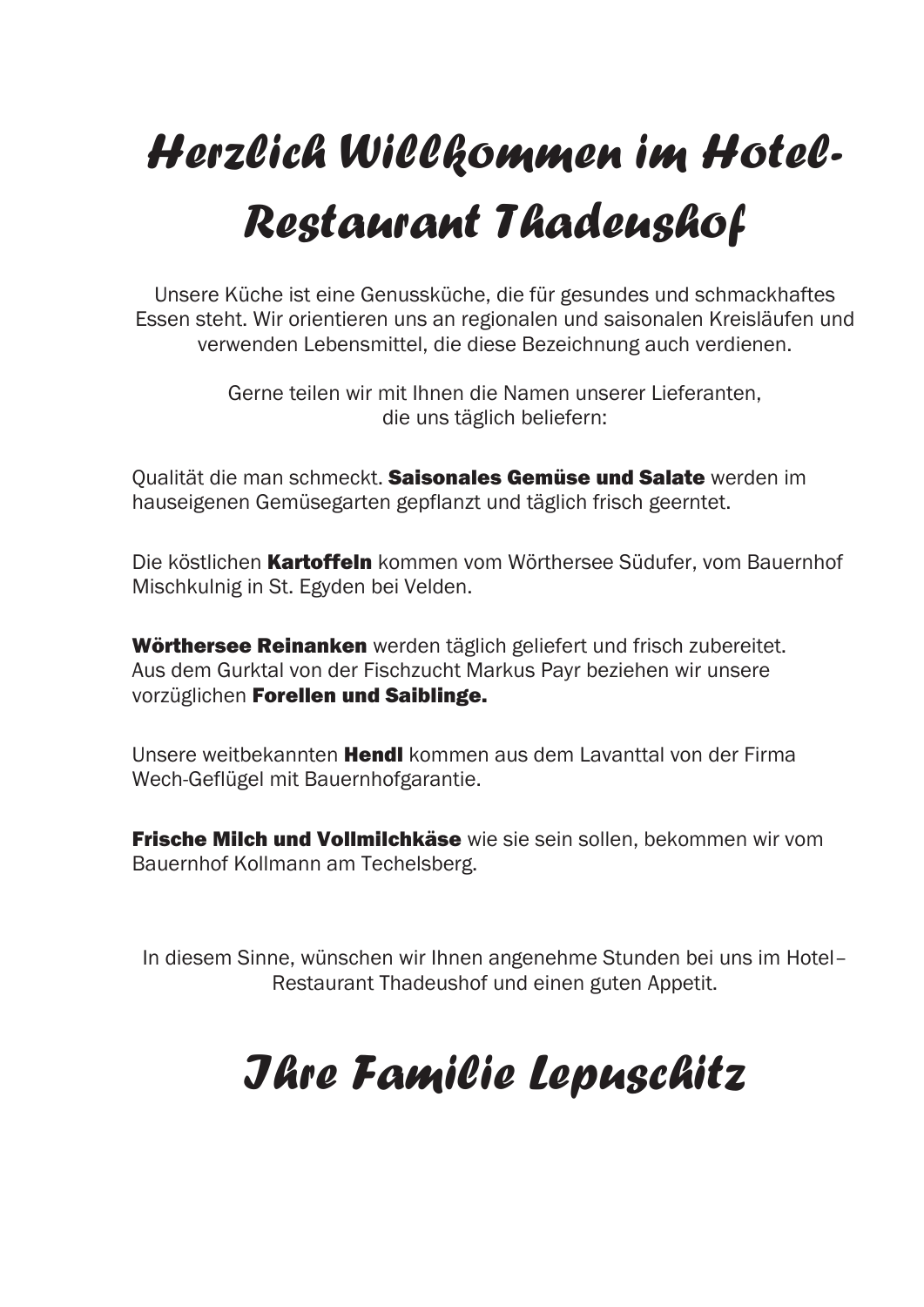# Herzlich Willkommen im Hotel-Restaurant Thadeushof

Unsere Küche ist eine Genussküche, die für gesundes und schmackhaftes Essen steht. Wir orientieren uns an regionalen und saisonalen Kreisläufen und verwenden Lebensmittel, die diese Bezeichnung auch verdienen.

Gerne teilen wir mit Ihnen die Namen unserer Lieferanten, die uns täglich beliefern:

Qualität die man schmeckt. **Saisonales Gemüse und Salate** werden im hauseigenen Gemüsegarten gepflanzt und täglich frisch geerntet.

Die köstlichen **Kartoffeln** kommen vom Wörthersee Südufer, vom Bauernhof Mischkulnig in St. Egyden bei Velden.

**Wörthersee Reinanken** werden täglich geliefert und frisch zubereitet.
Aus dem Gurktal von der Fischzucht Markus Payr beziehen wir unsere vorzüglichen **Forellen und Saiblinge.**

Unsere weitbekannten **Hendl** kommen aus dem Lavanttal von der Firma Wech-Geflügel mit Bauernhofgarantie.

**Frische Milch und Vollmilchkäse** wie sie sein sollen, bekommen wir vom Bauernhof Kollmann am Techelsberg.

In diesem Sinne, wünschen wir Ihnen angenehme Stunden bei uns im Hotel–Restaurant Thadeushof und einen guten Appetit.

## Ihre Familie Lepuschitz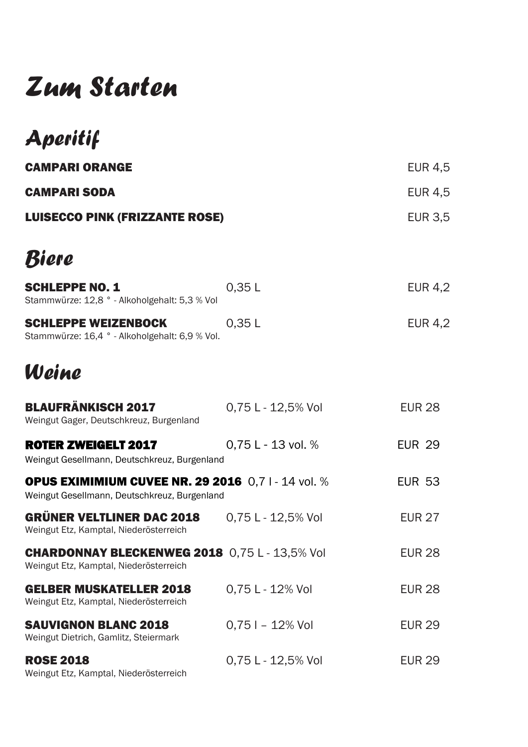# Zum Starten

## Aperitif

**CAMPARI ORANGE** EUR 4,5

**CAMPARI SODA** EUR 4,5

**LUISECCO PINK (FRIZZANTE ROSE)** EUR 3,5

## Biere

**SCHLEPPE NO. 1** 0,35 L EUR 4,2
Stammwürze: 12,8 ° - Alkoholgehalt: 5,3 % Vol

**SCHLEPPE WEIZENBOCK** 0,35 L EUR 4,2
Stammwürze: 16,4 ° - Alkoholgehalt: 6,9 % Vol.

## Weine

**BLAUFRÄNKISCH 2017** 0,75 L - 12,5% Vol EUR 28
Weingut Gager, Deutschkreuz, Burgenland

**ROTER ZWEIGELT 2017** 0,75 L - 13 vol. % EUR 29
Weingut Gesellmann, Deutschkreuz, Burgenland

**OPUS EXIMIMIUM CUVEE NR. 29 2016** 0,7 l - 14 vol. % EUR 53
Weingut Gesellmann, Deutschkreuz, Burgenland

**GRÜNER VELTLINER DAC 2018** 0,75 L - 12,5% Vol EUR 27
Weingut Etz, Kamptal, Niederösterreich

**CHARDONNAY BLECKENWEG 2018** 0,75 L - 13,5% Vol EUR 28
Weingut Etz, Kamptal, Niederösterreich

**GELBER MUSKATELLER 2018** 0,75 L - 12% Vol EUR 28
Weingut Etz, Kamptal, Niederösterreich

**SAUVIGNON BLANC 2018** 0,75 l – 12% Vol EUR 29
Weingut Dietrich, Gamlitz, Steiermark

**ROSE 2018** 0,75 L - 12,5% Vol EUR 29
Weingut Etz, Kamptal, Niederösterreich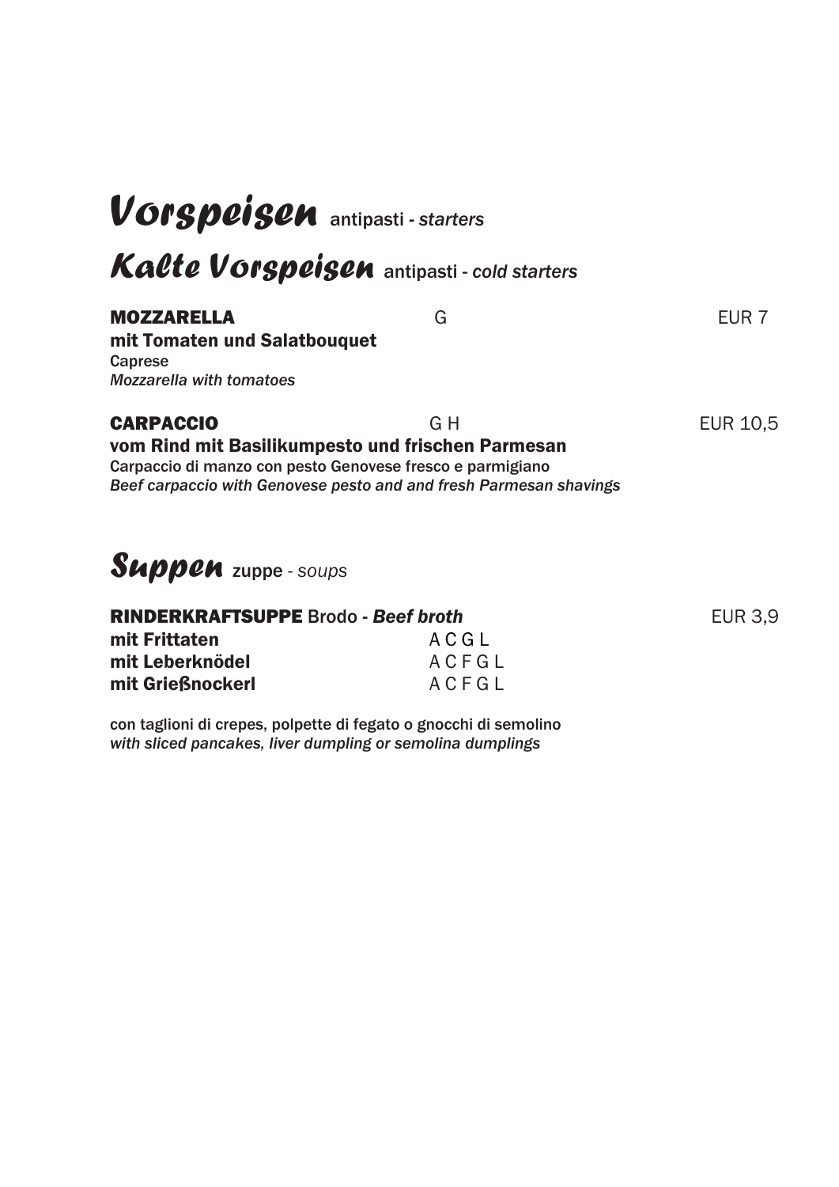# *Vorspeisen* antipasti - *starters*

## *Kalte Vorspeisen* antipasti - *cold starters*

**MOZZARELLA** G EUR 7
**mit Tomaten und Salatbouquet**
Caprese
*Mozzarella with tomatoes*

**CARPACCIO** G H EUR 10,5
**vom Rind mit Basilikumpesto und frischen Parmesan**
Carpaccio di manzo con pesto Genovese fresco e parmigiano
*Beef carpaccio with Genovese pesto and and fresh Parmesan shavings*

## *Suppen* zuppe - *soups*

**RINDERKRAFTSUPPE** Brodo - ***Beef broth*** EUR 3,9

| | |
|---|---|
| **mit Frittaten** | A C G L |
| **mit Leberknödel** | A C F G L |
| **mit Grießnockerl** | A C F G L |

con taglioni di crepes, polpette di fegato o gnocchi di semolino
*with sliced pancakes, liver dumpling or semolina dumplings*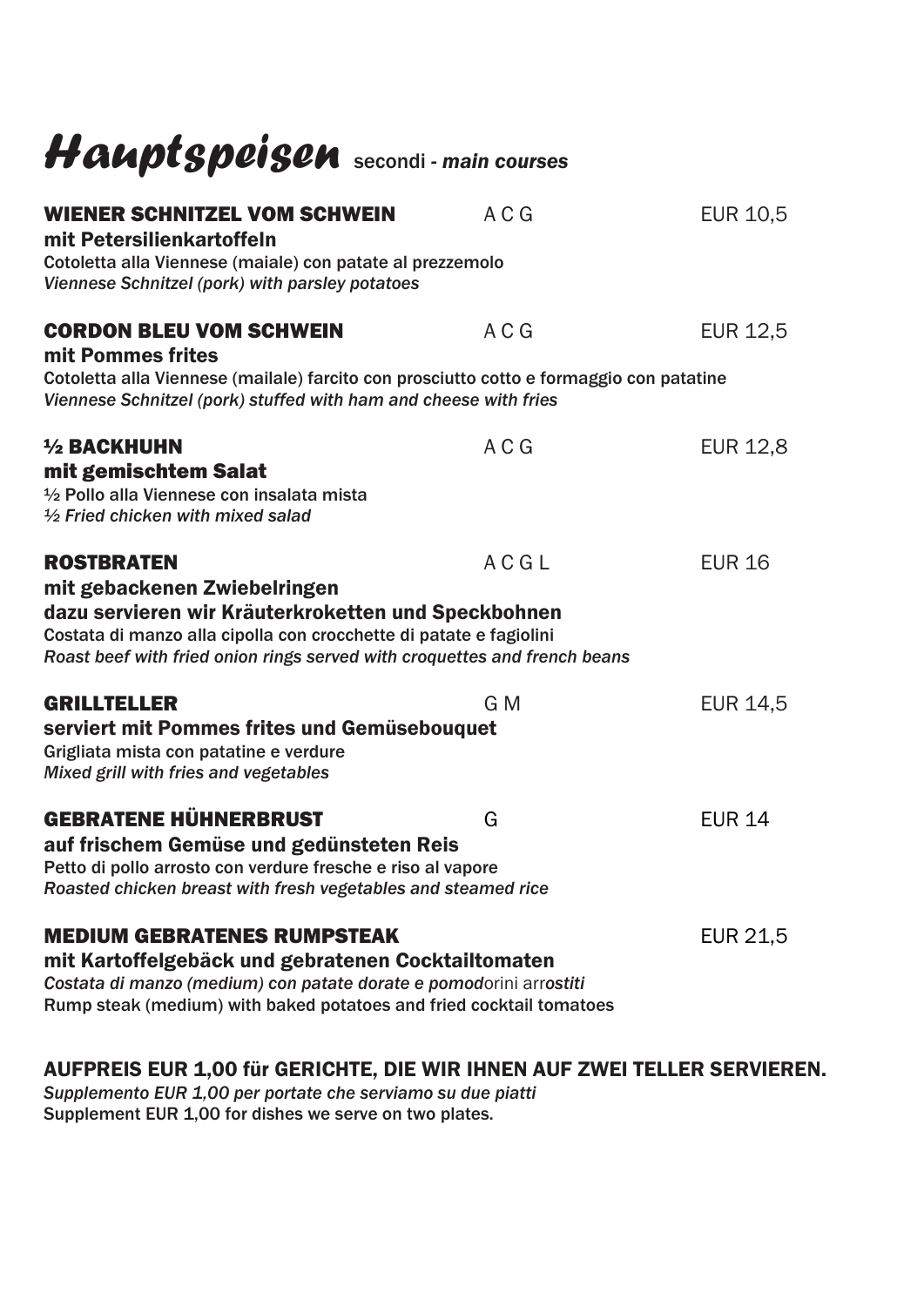# Hauptspeisen secondi - *main courses*

**WIENER SCHNITZEL VOM SCHWEIN** A C G EUR 10,5
**mit Petersilienkartoffeln**
Cotoletta alla Viennese (maiale) con patate al prezzemolo
*Viennese Schnitzel (pork) with parsley potatoes*

**CORDON BLEU VOM SCHWEIN** A C G EUR 12,5
**mit Pommes frites**
Cotoletta alla Viennese (mailale) farcito con prosciutto cotto e formaggio con patatine
*Viennese Schnitzel (pork) stuffed with ham and cheese with fries*

**½ BACKHUHN** A C G EUR 12,8
**mit gemischtem Salat**
½ Pollo alla Viennese con insalata mista
*½ Fried chicken with mixed salad*

**ROSTBRATEN** A C G L EUR 16
**mit gebackenen Zwiebelringen**
**dazu servieren wir Kräuterkroketten und Speckbohnen**
Costata di manzo alla cipolla con crocchette di patate e fagiolini
*Roast beef with fried onion rings served with croquettes and french beans*

**GRILLTELLER** G M EUR 14,5
**serviert mit Pommes frites und Gemüsebouquet**
Grigliata mista con patatine e verdure
*Mixed grill with fries and vegetables*

**GEBRATENE HÜHNERBRUST** G EUR 14
**auf frischem Gemüse und gedünsteten Reis**
Petto di pollo arrosto con verdure fresche e riso al vapore
*Roasted chicken breast with fresh vegetables and steamed rice*

**MEDIUM GEBRATENES RUMPSTEAK** EUR 21,5
**mit Kartoffelgebäck und gebratenen Cocktailtomaten**
*Costata di manzo (medium) con patate dorate e pomodorini arrostiti*
Rump steak (medium) with baked potatoes and fried cocktail tomatoes

**AUFPREIS EUR 1,00 für GERICHTE, DIE WIR IHNEN AUF ZWEI TELLER SERVIEREN.**
*Supplemento EUR 1,00 per portate che serviamo su due piatti*
Supplement EUR 1,00 for dishes we serve on two plates.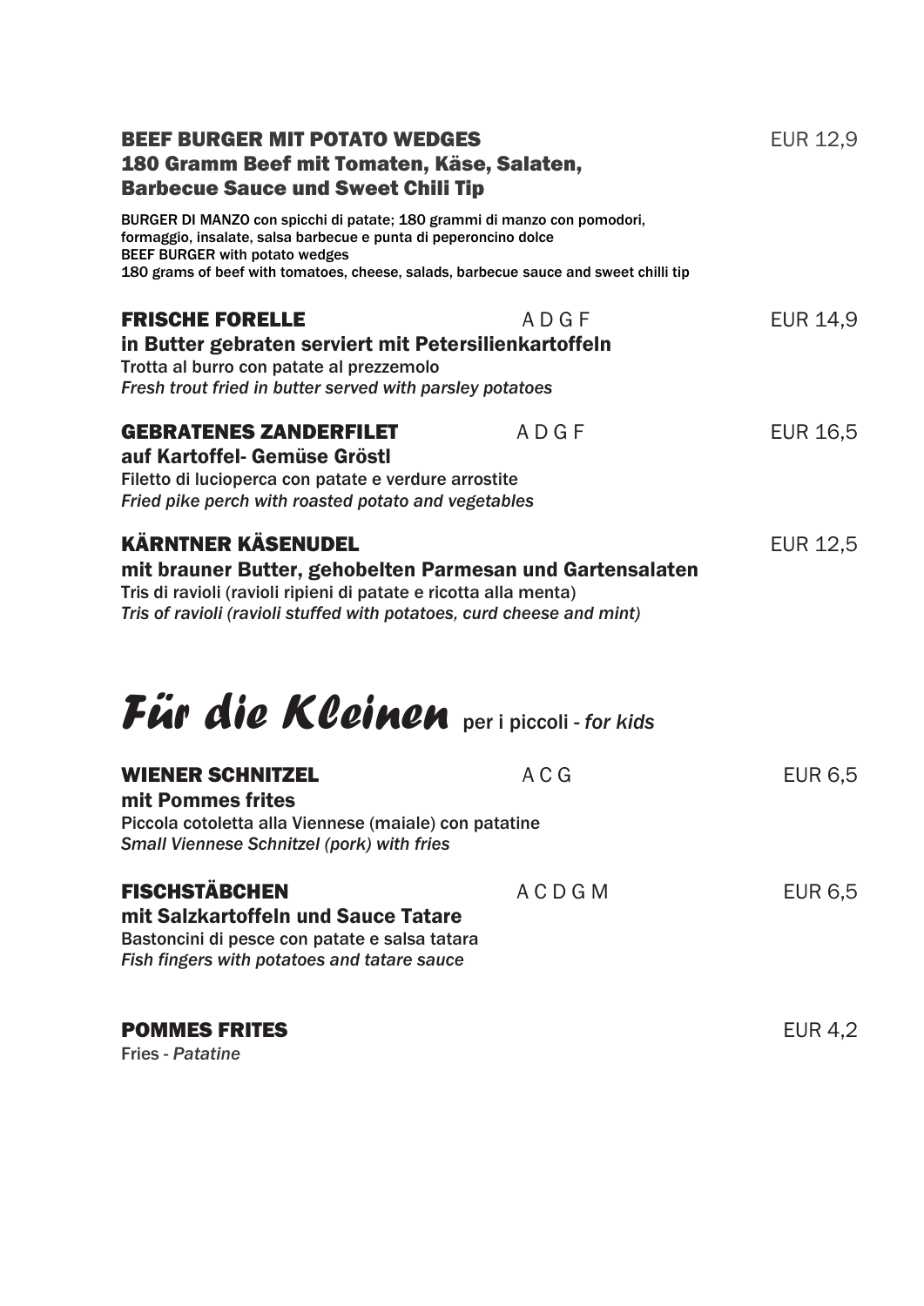**BEEF BURGER MIT POTATO WEDGES** EUR 12,9
**180 Gramm Beef mit Tomaten, Käse, Salaten, Barbecue Sauce und Sweet Chili Tip**

BURGER DI MANZO con spicchi di patate; 180 grammi di manzo con pomodori, formaggio, insalate, salsa barbecue e punta di peperoncino dolce
BEEF BURGER with potato wedges
180 grams of beef with tomatoes, cheese, salads, barbecue sauce and sweet chilli tip

**FRISCHE FORELLE** A D G F EUR 14,9
**in Butter gebraten serviert mit Petersilienkartoffeln**
Trotta al burro con patate al prezzemolo
*Fresh trout fried in butter served with parsley potatoes*

**GEBRATENES ZANDERFILET** A D G F EUR 16,5
**auf Kartoffel- Gemüse Gröstl**
Filetto di lucioperca con patate e verdure arrostite
*Fried pike perch with roasted potato and vegetables*

**KÄRNTNER KÄSENUDEL** EUR 12,5
**mit brauner Butter, gehobelten Parmesan und Gartensalaten**
Tris di ravioli (ravioli ripieni di patate e ricotta alla menta)
*Tris of ravioli (ravioli stuffed with potatoes, curd cheese and mint)*

## *Für die Kleinen* per i piccoli - *for kids*

**WIENER SCHNITZEL** A C G EUR 6,5
**mit Pommes frites**
Piccola cotoletta alla Viennese (maiale) con patatine
*Small Viennese Schnitzel (pork) with fries*

**FISCHSTÄBCHEN** A C D G M EUR 6,5
**mit Salzkartoffeln und Sauce Tatare**
Bastoncini di pesce con patate e salsa tatara
*Fish fingers with potatoes and tatare sauce*

**POMMES FRITES** EUR 4,2
Fries - *Patatine*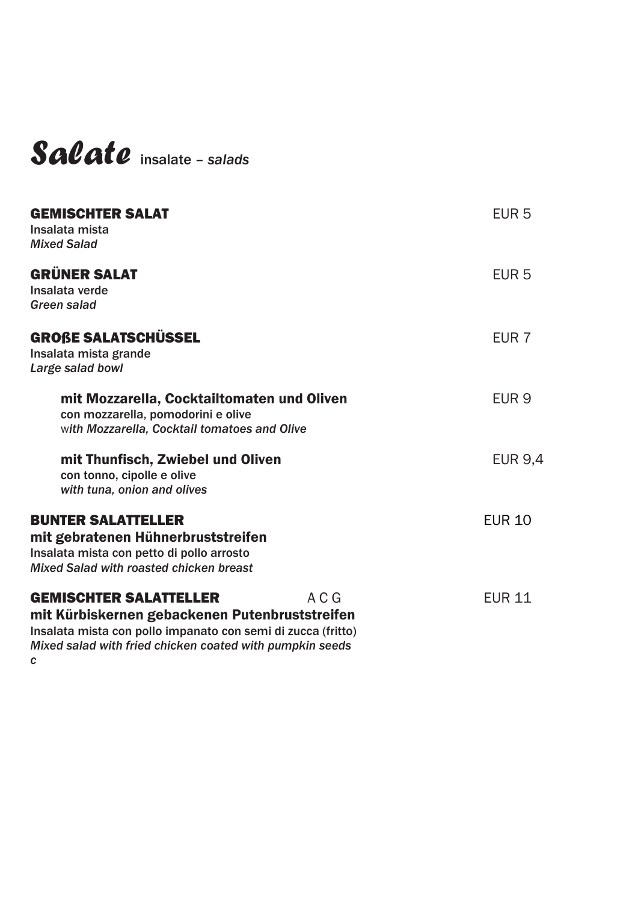# *Salate* insalate – *salads*

**GEMISCHTER SALAT** EUR 5
Insalata mista
*Mixed Salad*

**GRÜNER SALAT** EUR 5
Insalata verde
*Green salad*

**GROßE SALATSCHÜSSEL** EUR 7
Insalata mista grande
*Large salad bowl*

**mit Mozzarella, Cocktailtomaten und Oliven** EUR 9
con mozzarella, pomodorini e olive
w*ith Mozzarella, Cocktail tomatoes and Olive*

**mit Thunfisch, Zwiebel und Oliven** EUR 9,4
con tonno, cipolle e olive
*with tuna, onion and olives*

**BUNTER SALATTELLER** EUR 10
**mit gebratenen Hühnerbruststreifen**
Insalata mista con petto di pollo arrosto
*Mixed Salad with roasted chicken breast*

**GEMISCHTER SALATTELLER** A C G EUR 11
**mit Kürbiskernen gebackenen Putenbruststreifen**
Insalata mista con pollo impanato con semi di zucca (fritto)
*Mixed salad with fried chicken coated with pumpkin seeds c*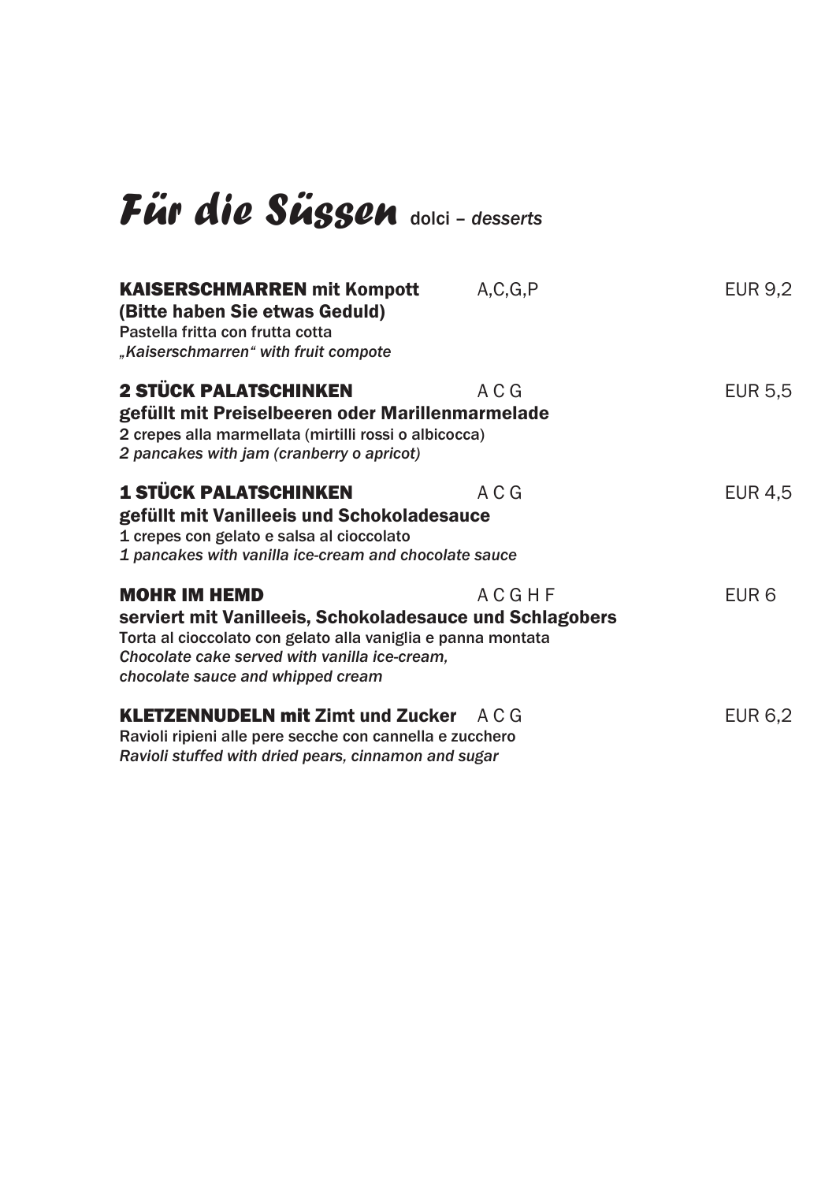# *Für die Süssen* dolci – *desserts*

**KAISERSCHMARREN mit Kompott** A,C,G,P EUR 9,2
**(Bitte haben Sie etwas Geduld)**
Pastella fritta con frutta cotta
*„Kaiserschmarren" with fruit compote*

**2 STÜCK PALATSCHINKEN** A C G EUR 5,5
**gefüllt mit Preiselbeeren oder Marillenmarmelade**
2 crepes alla marmellata (mirtilli rossi o albicocca)
*2 pancakes with jam (cranberry o apricot)*

**1 STÜCK PALATSCHINKEN** A C G EUR 4,5
**gefüllt mit Vanilleeis und Schokoladesauce**
1 crepes con gelato e salsa al cioccolato
*1 pancakes with vanilla ice-cream and chocolate sauce*

**MOHR IM HEMD** A C G H F EUR 6
**serviert mit Vanilleeis, Schokoladesauce und Schlagobers**
Torta al cioccolato con gelato alla vaniglia e panna montata
*Chocolate cake served with vanilla ice-cream,*
*chocolate sauce and whipped cream*

**KLETZENNUDELN mit Zimt und Zucker** A C G EUR 6,2
Ravioli ripieni alle pere secche con cannella e zucchero
*Ravioli stuffed with dried pears, cinnamon and sugar*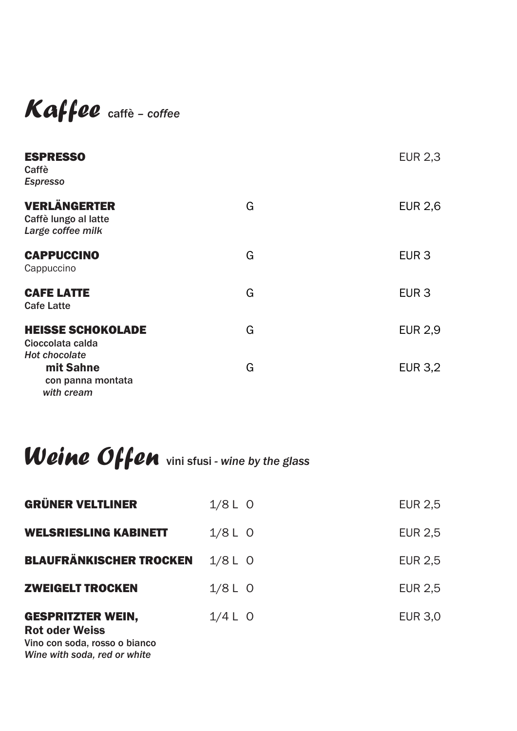# *Kaffee* caffè – *coffee*

| | | |
|---|---|---|
| **ESPRESSO**<br>Caffè<br>*Espresso* | | EUR 2,3 |
| **VERLÄNGERTER**<br>Caffè lungo al latte<br>*Large coffee milk* | G | EUR 2,6 |
| **CAPPUCCINO**<br>Cappuccino | G | EUR 3 |
| **CAFE LATTE**<br>Cafe Latte | G | EUR 3 |
| **HEISSE SCHOKOLADE**<br>Cioccolata calda<br>*Hot chocolate* | G | EUR 2,9 |
| **mit Sahne**<br>con panna montata<br>*with cream* | G | EUR 3,2 |

# *Weine Offen* vini sfusi - *wine by the glass*

| | | |
|---|---|---|
| **GRÜNER VELTLINER** | 1/8 L O | EUR 2,5 |
| **WELSRIESLING KABINETT** | 1/8 L O | EUR 2,5 |
| **BLAUFRÄNKISCHER TROCKEN** | 1/8 L O | EUR 2,5 |
| **ZWEIGELT TROCKEN** | 1/8 L O | EUR 2,5 |
| **GESPRITZTER WEIN,**<br>**Rot oder Weiss**<br>Vino con soda, rosso o bianco<br>*Wine with soda, red or white* | 1/4 L O | EUR 3,0 |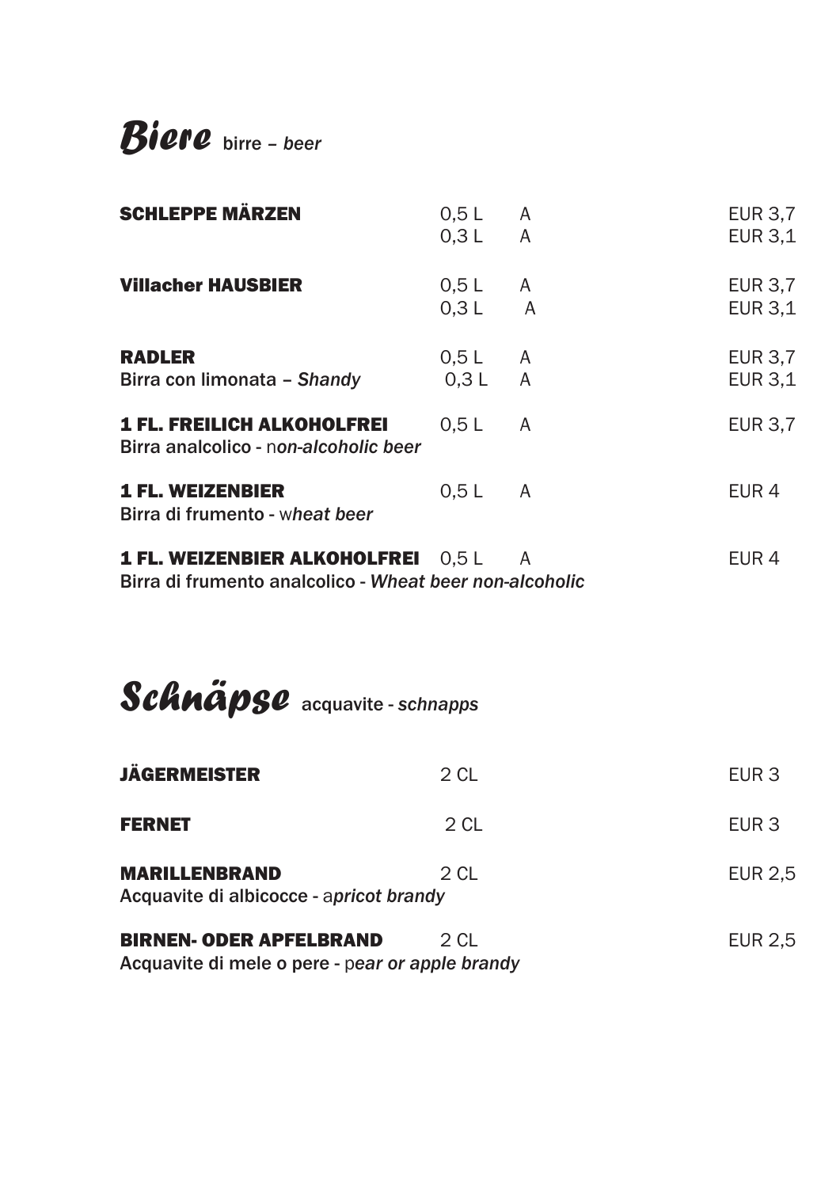# *Biere* birre – *beer*

| | | | |
|---|---|---|---|
| **SCHLEPPE MÄRZEN** | 0,5 L<br>0,3 L | A<br>A | EUR 3,7<br>EUR 3,1 |
| **Villacher HAUSBIER** | 0,5 L<br>0,3 L | A<br>A | EUR 3,7<br>EUR 3,1 |
| **RADLER**<br>Birra con limonata – *Shandy* | 0,5 L<br>0,3 L | A<br>A | EUR 3,7<br>EUR 3,1 |
| **1 FL. FREILICH ALKOHOLFREI**<br>Birra analcolico - n*on-alcoholic beer* | 0,5 L | A | EUR 3,7 |
| **1 FL. WEIZENBIER**<br>Birra di frumento - w*heat beer* | 0,5 L | A | EUR 4 |
| **1 FL. WEIZENBIER ALKOHOLFREI**<br>Birra di frumento analcolico - *Wheat beer non-alcoholic* | 0,5 L | A | EUR 4 |

# *Schnäpse* acquavite - *schnapps*

| | | |
|---|---|---|
| **JÄGERMEISTER** | 2 CL | EUR 3 |
| **FERNET** | 2 CL | EUR 3 |
| **MARILLENBRAND**<br>Acquavite di albicocce - a*pricot brandy* | 2 CL | EUR 2,5 |
| **BIRNEN- ODER APFELBRAND**<br>Acquavite di mele o pere - p*ear or apple brandy* | 2 CL | EUR 2,5 |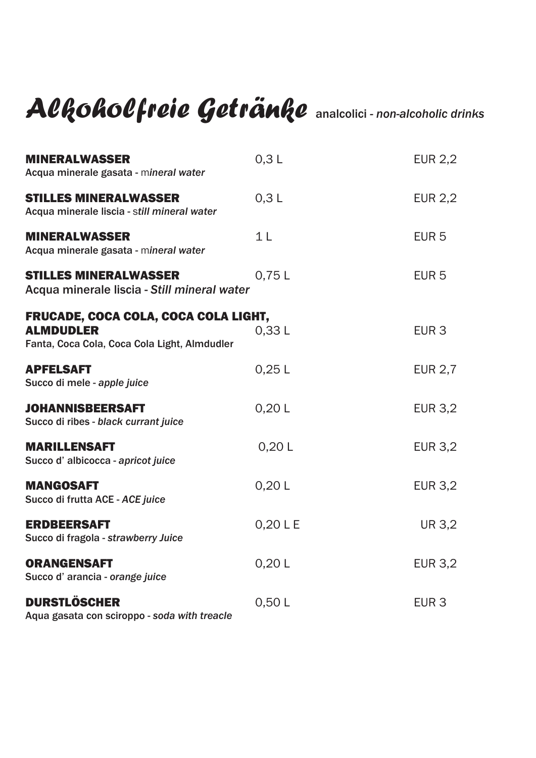# *Alkoholfreie Getränke* analcolici - *non-alcoholic drinks*

| | | |
|---|---|---|
| **MINERALWASSER**<br>Acqua minerale gasata - m*ineral water* | 0,3 L | EUR 2,2 |
| **STILLES MINERALWASSER**<br>Acqua minerale liscia - s*till mineral water* | 0,3 L | EUR 2,2 |
| **MINERALWASSER**<br>Acqua minerale gasata - m*ineral water* | 1 L | EUR 5 |
| **STILLES MINERALWASSER**<br>Acqua minerale liscia - *Still mineral water* | 0,75 L | EUR 5 |
| **FRUCADE, COCA COLA, COCA COLA LIGHT, ALMDUDLER**<br>Fanta, Coca Cola, Coca Cola Light, Almdudler | 0,33 L | EUR 3 |
| **APFELSAFT**<br>Succo di mele - *apple juice* | 0,25 L | EUR 2,7 |
| **JOHANNISBEERSAFT**<br>Succo di ribes - *black currant juice* | 0,20 L | EUR 3,2 |
| **MARILLENSAFT**<br>Succo d' albicocca - *apricot juice* | 0,20 L | EUR 3,2 |
| **MANGOSAFT**<br>Succo di frutta ACE - *ACE juice* | 0,20 L | EUR 3,2 |
| **ERDBEERSAFT**<br>Succo di fragola - *strawberry Juice* | 0,20 L E | UR 3,2 |
| **ORANGENSAFT**<br>Succo d' arancia - *orange juice* | 0,20 L | EUR 3,2 |
| **DURSTLÖSCHER**<br>Aqua gasata con sciroppo - *soda with treacle* | 0,50 L | EUR 3 |